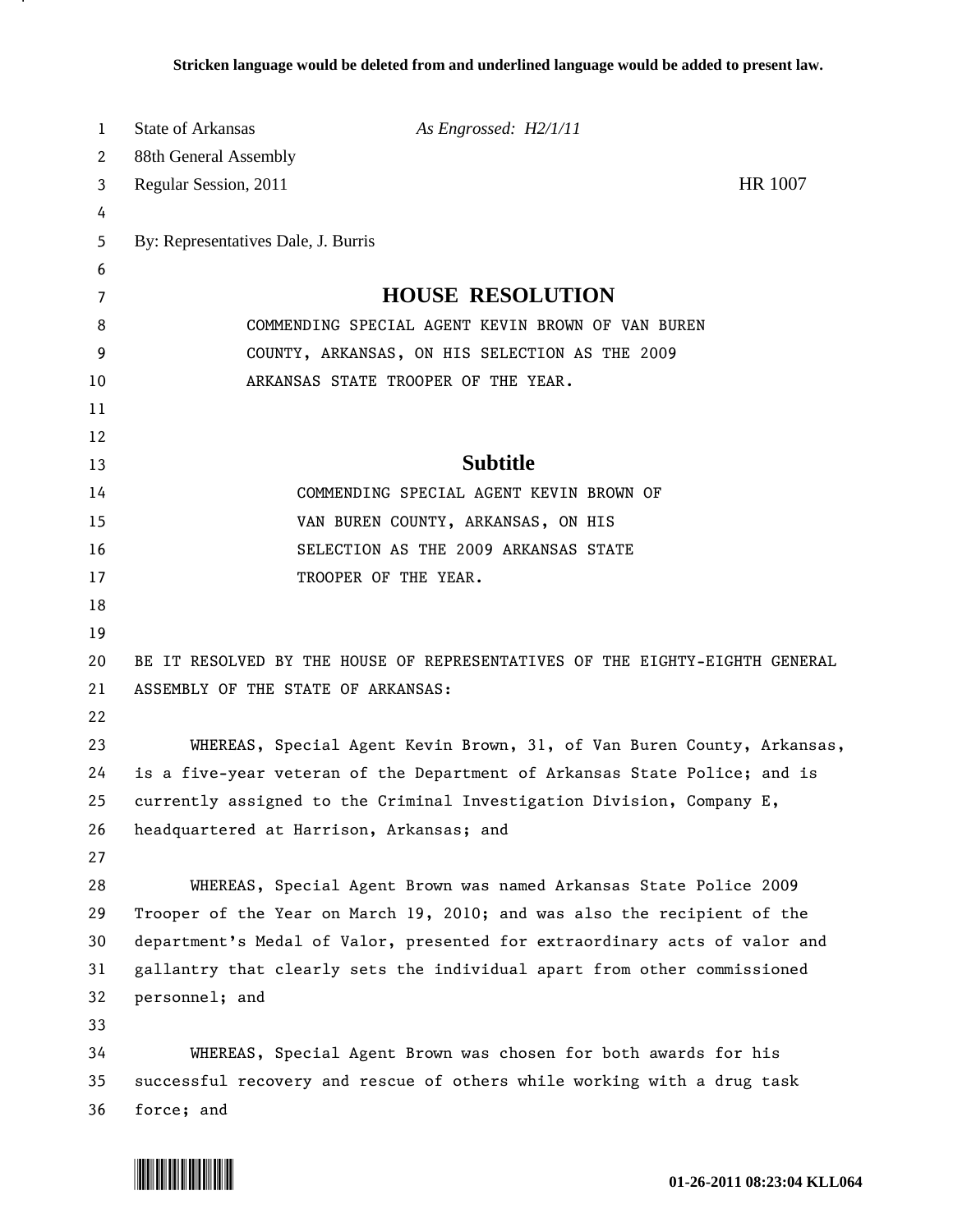Stricken language would be deleted from and underlined language would be added to present law.

State of Arkansas *As Engrossed: H2/1/11*
88th General Assembly
Regular Session, 2011 HR 1007

By: Representatives Dale, J. Burris

# HOUSE RESOLUTION

COMMENDING SPECIAL AGENT KEVIN BROWN OF VAN BUREN COUNTY, ARKANSAS, ON HIS SELECTION AS THE 2009 ARKANSAS STATE TROOPER OF THE YEAR.

## Subtitle

COMMENDING SPECIAL AGENT KEVIN BROWN OF VAN BUREN COUNTY, ARKANSAS, ON HIS SELECTION AS THE 2009 ARKANSAS STATE TROOPER OF THE YEAR.

BE IT RESOLVED BY THE HOUSE OF REPRESENTATIVES OF THE EIGHTY-EIGHTH GENERAL ASSEMBLY OF THE STATE OF ARKANSAS:

WHEREAS, Special Agent Kevin Brown, 31, of Van Buren County, Arkansas, is a five-year veteran of the Department of Arkansas State Police; and is currently assigned to the Criminal Investigation Division, Company E, headquartered at Harrison, Arkansas; and

WHEREAS, Special Agent Brown was named Arkansas State Police 2009 Trooper of the Year on March 19, 2010; and was also the recipient of the department's Medal of Valor, presented for extraordinary acts of valor and gallantry that clearly sets the individual apart from other commissioned personnel; and

WHEREAS, Special Agent Brown was chosen for both awards for his successful recovery and rescue of others while working with a drug task force; and

01-26-2011 08:23:04 KLL064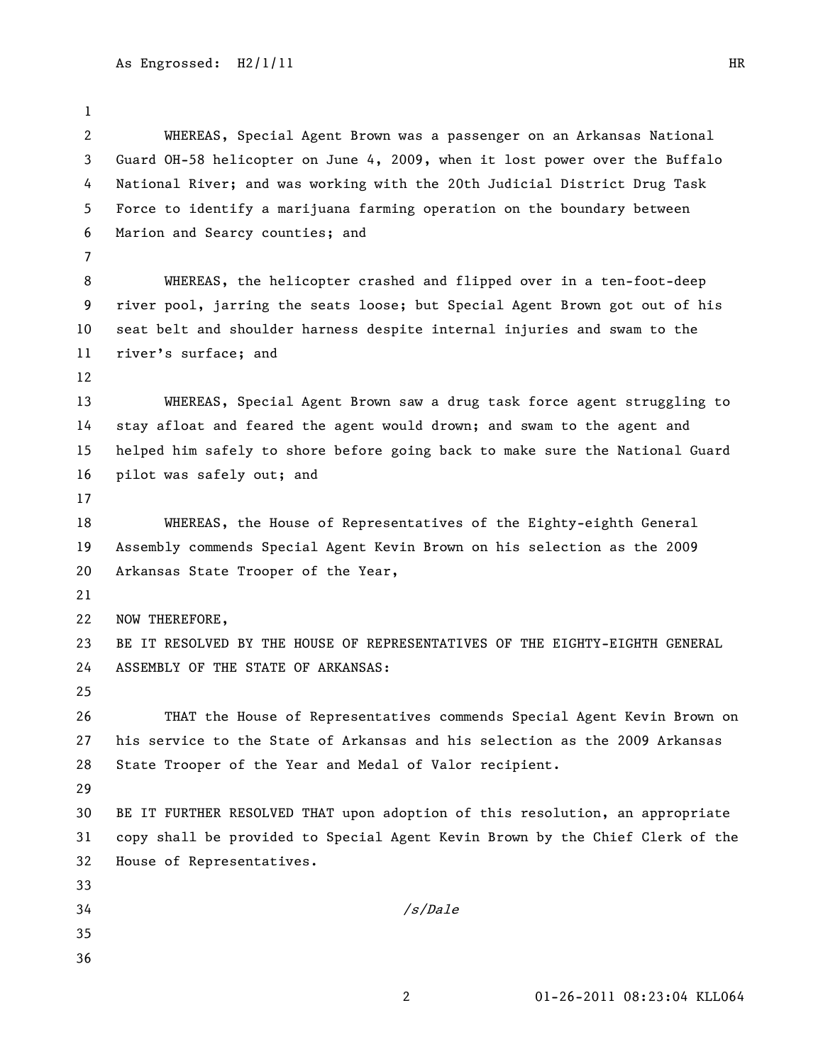WHEREAS, Special Agent Brown was a passenger on an Arkansas National Guard OH-58 helicopter on June 4, 2009, when it lost power over the Buffalo National River; and was working with the 20th Judicial District Drug Task Force to identify a marijuana farming operation on the boundary between Marion and Searcy counties; and

WHEREAS, the helicopter crashed and flipped over in a ten-foot-deep river pool, jarring the seats loose; but Special Agent Brown got out of his seat belt and shoulder harness despite internal injuries and swam to the river's surface; and

WHEREAS, Special Agent Brown saw a drug task force agent struggling to stay afloat and feared the agent would drown; and swam to the agent and helped him safely to shore before going back to make sure the National Guard pilot was safely out; and

WHEREAS, the House of Representatives of the Eighty-eighth General Assembly commends Special Agent Kevin Brown on his selection as the 2009 Arkansas State Trooper of the Year,

NOW THEREFORE,

BE IT RESOLVED BY THE HOUSE OF REPRESENTATIVES OF THE EIGHTY-EIGHTH GENERAL ASSEMBLY OF THE STATE OF ARKANSAS:

THAT the House of Representatives commends Special Agent Kevin Brown on his service to the State of Arkansas and his selection as the 2009 Arkansas State Trooper of the Year and Medal of Valor recipient.

BE IT FURTHER RESOLVED THAT upon adoption of this resolution, an appropriate copy shall be provided to Special Agent Kevin Brown by the Chief Clerk of the House of Representatives.

*/s/Dale*